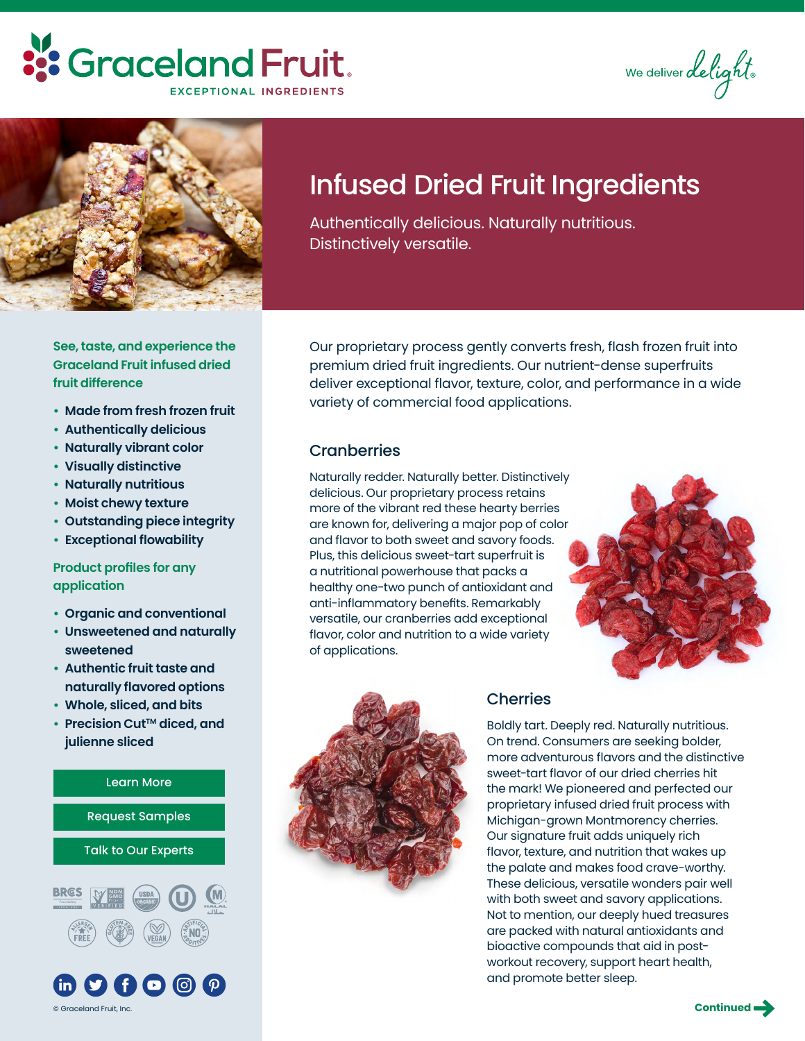# Graceland Fruit

EXCEPTIONAL INGREDIENTS

We deliver delight®

# Infused Dried Fruit Ingredients

Authentically delicious. Naturally nutritious. Distinctively versatile.

**See, taste, and experience the Graceland Fruit infused dried fruit difference**

- **Made from fresh frozen fruit**
- **Authentically delicious**
- **Naturally vibrant color**
- **Visually distinctive**
- **Naturally nutritious**
- **Moist chewy texture**
- **Outstanding piece integrity**
- **Exceptional flowability**

**Product profiles for any application**

- **Organic and conventional**
- **Unsweetened and naturally sweetened**
- **Authentic fruit taste and naturally flavored options**
- **Whole, sliced, and bits**
- **Precision Cut™ diced, and julienne sliced**

Learn More

Request Samples

Talk to Our Experts

© Graceland Fruit, Inc.

Our proprietary process gently converts fresh, flash frozen fruit into premium dried fruit ingredients. Our nutrient-dense superfruits deliver exceptional flavor, texture, color, and performance in a wide variety of commercial food applications.

## Cranberries

Naturally redder. Naturally better. Distinctively delicious. Our proprietary process retains more of the vibrant red these hearty berries are known for, delivering a major pop of color and flavor to both sweet and savory foods. Plus, this delicious sweet-tart superfruit is a nutritional powerhouse that packs a healthy one-two punch of antioxidant and anti-inflammatory benefits. Remarkably versatile, our cranberries add exceptional flavor, color and nutrition to a wide variety of applications.

## Cherries

Boldly tart. Deeply red. Naturally nutritious. On trend. Consumers are seeking bolder, more adventurous flavors and the distinctive sweet-tart flavor of our dried cherries hit the mark! We pioneered and perfected our proprietary infused dried fruit process with Michigan-grown Montmorency cherries. Our signature fruit adds uniquely rich flavor, texture, and nutrition that wakes up the palate and makes food crave-worthy. These delicious, versatile wonders pair well with both sweet and savory applications. Not to mention, our deeply hued treasures are packed with natural antioxidants and bioactive compounds that aid in post-workout recovery, support heart health, and promote better sleep.

**Continued**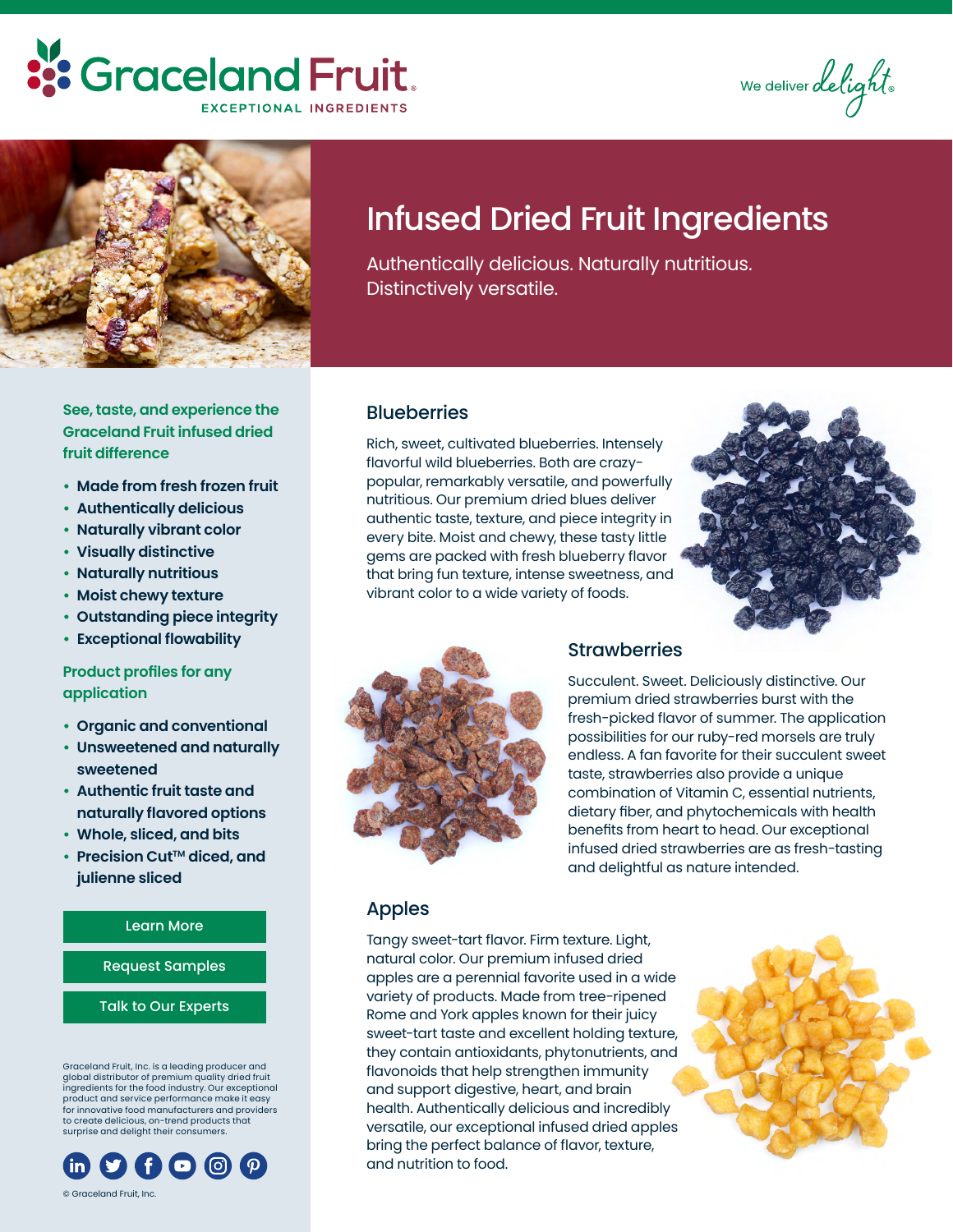# Graceland Fruit

EXCEPTIONAL INGREDIENTS

We deliver *delight*®

## Infused Dried Fruit Ingredients

Authentically delicious. Naturally nutritious. Distinctively versatile.

**See, taste, and experience the Graceland Fruit infused dried fruit difference**

- **Made from fresh frozen fruit**
- **Authentically delicious**
- **Naturally vibrant color**
- **Visually distinctive**
- **Naturally nutritious**
- **Moist chewy texture**
- **Outstanding piece integrity**
- **Exceptional flowability**

**Product profiles for any application**

- **Organic and conventional**
- **Unsweetened and naturally sweetened**
- **Authentic fruit taste and naturally flavored options**
- **Whole, sliced, and bits**
- **Precision Cut™ diced, and julienne sliced**

Learn More

Request Samples

Talk to Our Experts

Graceland Fruit, Inc. is a leading producer and global distributor of premium quality dried fruit ingredients for the food industry. Our exceptional product and service performance make it easy for innovative food manufacturers and providers to create delicious, on-trend products that surprise and delight their consumers.

© Graceland Fruit, Inc.

### Blueberries

Rich, sweet, cultivated blueberries. Intensely flavorful wild blueberries. Both are crazy-popular, remarkably versatile, and powerfully nutritious. Our premium dried blues deliver authentic taste, texture, and piece integrity in every bite. Moist and chewy, these tasty little gems are packed with fresh blueberry flavor that bring fun texture, intense sweetness, and vibrant color to a wide variety of foods.

### Strawberries

Succulent. Sweet. Deliciously distinctive. Our premium dried strawberries burst with the fresh-picked flavor of summer. The application possibilities for our ruby-red morsels are truly endless. A fan favorite for their succulent sweet taste, strawberries also provide a unique combination of Vitamin C, essential nutrients, dietary fiber, and phytochemicals with health benefits from heart to head. Our exceptional infused dried strawberries are as fresh-tasting and delightful as nature intended.

### Apples

Tangy sweet-tart flavor. Firm texture. Light, natural color. Our premium infused dried apples are a perennial favorite used in a wide variety of products. Made from tree-ripened Rome and York apples known for their juicy sweet-tart taste and excellent holding texture, they contain antioxidants, phytonutrients, and flavonoids that help strengthen immunity and support digestive, heart, and brain health. Authentically delicious and incredibly versatile, our exceptional infused dried apples bring the perfect balance of flavor, texture, and nutrition to food.